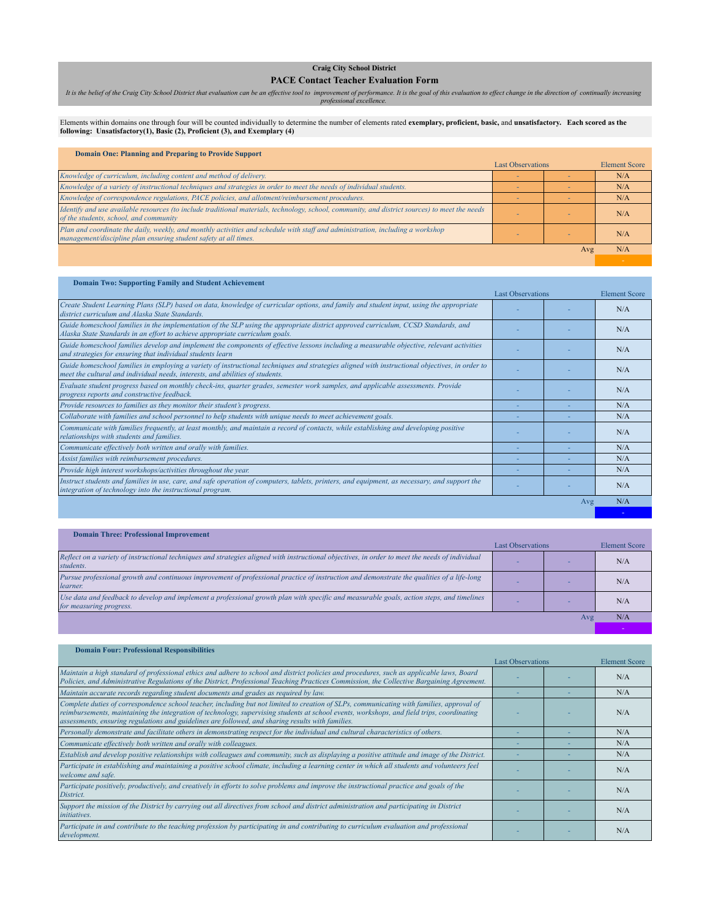**Craig City School District**

## PACE Contact Teacher Evaluation Form

*It is the belief of the Craig City School District that evaluation can be an effective tool to improvement of performance. It is the goal of this evaluation to effect change in the direction of continually increasing professional excellence.*

Elements within domains one through four will be counted individually to determine the number of elements rated **exemplary, proficient, basic,** and **unsatisfactory. Each scored as the following: Unsatisfactory(1), Basic (2), Proficient (3), and Exemplary (4)**

### Domain One: Planning and Preparing to Provide Support

| | Last Observations | | Element Score |
|---|---|---|---|
| *Knowledge of curriculum, including content and method of delivery.* | - | - | N/A |
| *Knowledge of a variety of instructional techniques and strategies in order to meet the needs of individual students.* | - | - | N/A |
| *Knowledge of correspondence regulations, PACE policies, and allotment/reimbursement procedures.* | - | - | N/A |
| *Identify and use available resources (to include traditional materials, technology, school, community, and district sources) to meet the needs of the students, school, and community* | - | - | N/A |
| *Plan and coordinate the daily, weekly, and monthly activities and schedule with staff and administration, including a workshop management/discipline plan ensuring student safety at all times.* | - | - | N/A |
| | | Avg | N/A |
| | | | - |

### Domain Two: Supporting Family and Student Achievement

| | Last Observations | | Element Score |
|---|---|---|---|
| *Create Student Learning Plans (SLP) based on data, knowledge of curricular options, and family and student input, using the appropriate district curriculum and Alaska State Standards.* | - | - | N/A |
| *Guide homeschool families in the implementation of the SLP using the appropriate district approved curriculum, CCSD Standards, and Alaska State Standards in an effort to achieve appropriate curriculum goals.* | - | - | N/A |
| *Guide homeschool families develop and implement the components of effective lessons including a measurable objective, relevant activities and strategies for ensuring that individual students learn* | - | - | N/A |
| *Guide homeschool families in employing a variety of instructional techniques and strategies aligned with instructional objectives, in order to meet the cultural and individual needs, interests, and abilities of students.* | - | - | N/A |
| *Evaluate student progress based on monthly check-ins, quarter grades, semester work samples, and applicable assessments. Provide progress reports and constructive feedback.* | - | - | N/A |
| *Provide resources to families as they monitor their student's progress.* | - | - | N/A |
| *Collaborate with families and school personnel to help students with unique needs to meet achievement goals.* | - | - | N/A |
| *Communicate with families frequently, at least monthly, and maintain a record of contacts, while establishing and developing positive relationships with students and families.* | - | - | N/A |
| *Communicate effectively both written and orally with families.* | - | - | N/A |
| *Assist families with reimbursement procedures.* | - | - | N/A |
| *Provide high interest workshops/activities throughout the year.* | - | - | N/A |
| *Instruct students and families in use, care, and safe operation of computers, tablets, printers, and equipment, as necessary, and support the integration of technology into the instructional program.* | - | - | N/A |
| | | Avg | N/A |
| | | | - |

### Domain Three: Professional Improvement

| | Last Observations | | Element Score |
|---|---|---|---|
| *Reflect on a variety of instructional techniques and strategies aligned with instructional objectives, in order to meet the needs of individual students.* | - | - | N/A |
| *Pursue professional growth and continuous improvement of professional practice of instruction and demonstrate the qualities of a life-long learner.* | - | - | N/A |
| *Use data and feedback to develop and implement a professional growth plan with specific and measurable goals, action steps, and timelines for measuring progress.* | - | - | N/A |
| | | Avg | N/A |
| | | | - |

### Domain Four: Professional Responsibilities

| | Last Observations | | Element Score |
|---|---|---|---|
| *Maintain a high standard of professional ethics and adhere to school and district policies and procedures, such as applicable laws, Board Policies, and Administrative Regulations of the District, Professional Teaching Practices Commission, the Collective Bargaining Agreement.* | - | - | N/A |
| *Maintain accurate records regarding student documents and grades as required by law.* | - | - | N/A |
| *Complete duties of correspondence school teacher, including but not limited to creation of SLPs, communicating with families, approval of reimbursements, maintaining the integration of technology, supervising students at school events, workshops, and field trips, coordinating assessments, ensuring regulations and guidelines are followed, and sharing results with families.* | - | - | N/A |
| *Personally demonstrate and facilitate others in demonstrating respect for the individual and cultural characteristics of others.* | - | - | N/A |
| *Communicate effectively both written and orally with colleagues.* | - | - | N/A |
| *Establish and develop positive relationships with colleagues and community, such as displaying a positive attitude and image of the District.* | - | - | N/A |
| *Participate in establishing and maintaining a positive school climate, including a learning center in which all students and volunteers feel welcome and safe.* | - | - | N/A |
| *Participate positively, productively, and creatively in efforts to solve problems and improve the instructional practice and goals of the District.* | - | - | N/A |
| *Support the mission of the District by carrying out all directives from school and district administration and participating in District initiatives.* | - | - | N/A |
| *Participate in and contribute to the teaching profession by participating in and contributing to curriculum evaluation and professional development.* | - | - | N/A |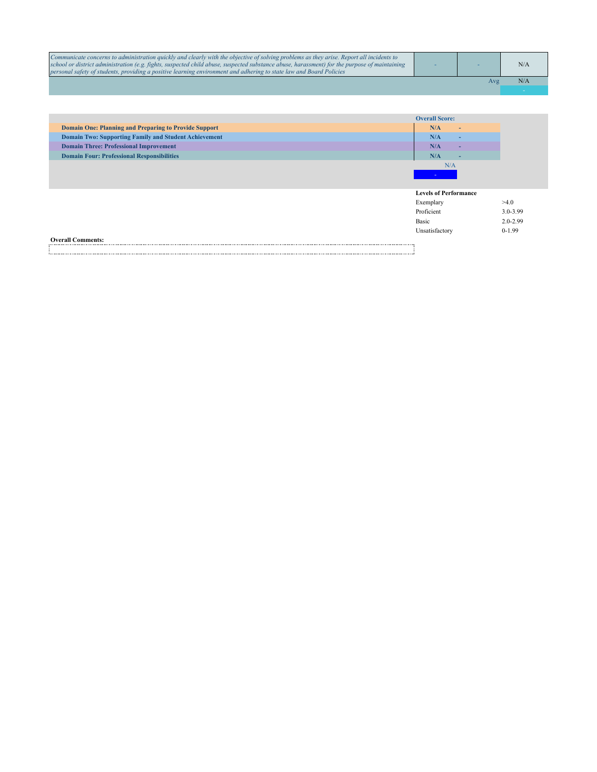| | | | |
|---|---|---|---|
| *Communicate concerns to administration quickly and clearly with the objective of solving problems as they arise. Report all incidents to school or district administration (e.g. fights, suspected child abuse, suspected substance abuse, harassment) for the purpose of maintaining personal safety of students, providing a positive learning environment and adhering to state law and Board Policies* | - | - | N/A |
| | | Avg | N/A |
| | | | - |

| | Overall Score: | |
|---|---|---|
| **Domain One: Planning and Preparing to Provide Support** | **N/A** | - |
| **Domain Two: Supporting Family and Student Achievement** | **N/A** | - |
| **Domain Three: Professional Improvement** | **N/A** | - |
| **Domain Four: Professional Responsibilities** | **N/A** | - |
| | N/A | |
| | - | |

| **Levels of Performance** | |
|---|---|
| Exemplary | >4.0 |
| Proficient | 3.0-3.99 |
| Basic | 2.0-2.99 |
| Unsatisfactory | 0-1.99 |

**Overall Comments:**